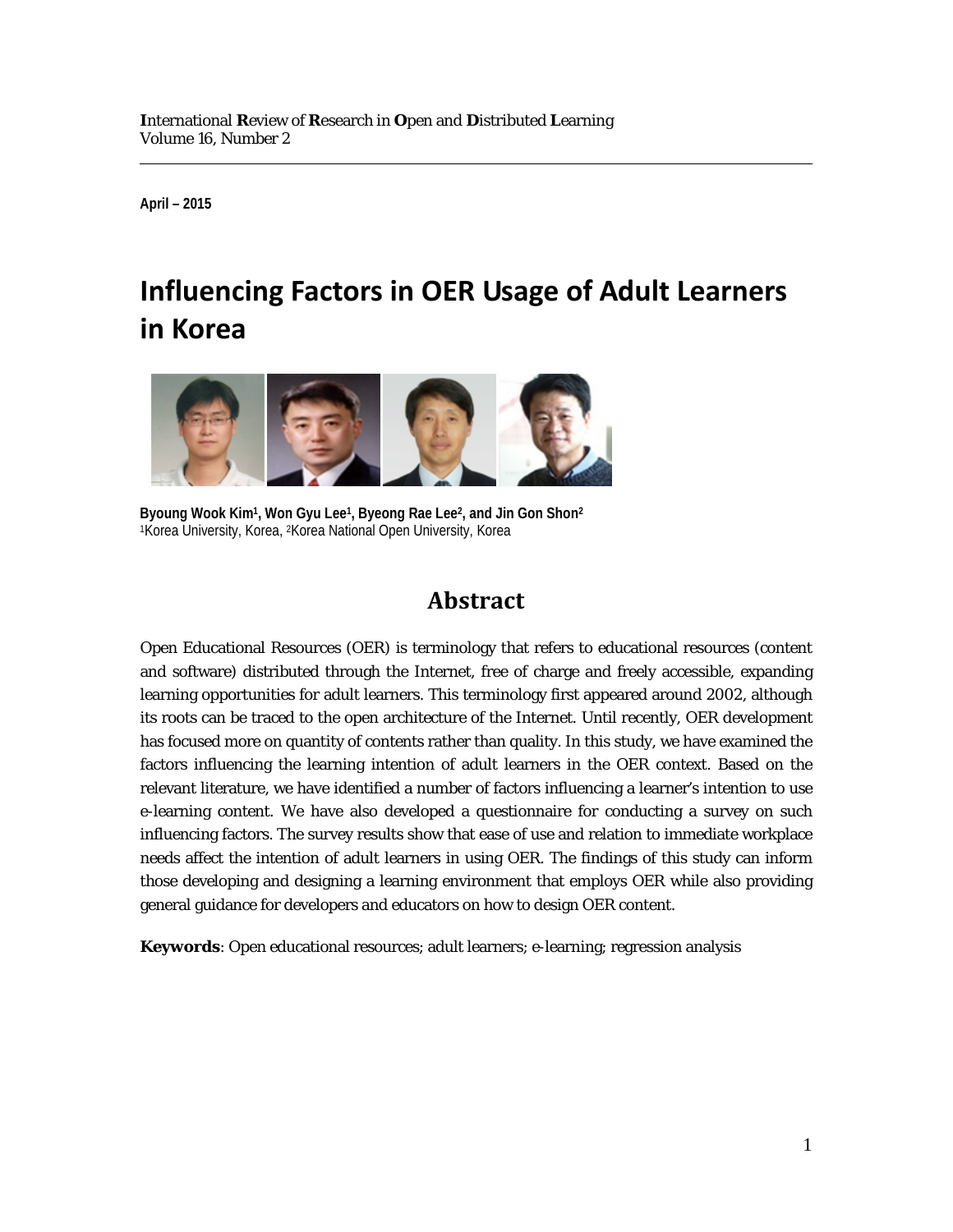April – 2015

# Influencing Factors in OER Usage of Adult Learners in Korea

**Byoung Wook Kim[1], Won Gyu Lee[1], Byeong Rae Lee[2], and Jin Gon Shon[2]**
[1]Korea University, Korea, [2]Korea National Open University, Korea

## Abstract

Open Educational Resources (OER) is terminology that refers to educational resources (content and software) distributed through the Internet, free of charge and freely accessible, expanding learning opportunities for adult learners. This terminology first appeared around 2002, although its roots can be traced to the open architecture of the Internet. Until recently, OER development has focused more on quantity of contents rather than quality. In this study, we have examined the factors influencing the learning intention of adult learners in the OER context. Based on the relevant literature, we have identified a number of factors influencing a learner's intention to use e-learning content. We have also developed a questionnaire for conducting a survey on such influencing factors. The survey results show that ease of use and relation to immediate workplace needs affect the intention of adult learners in using OER. The findings of this study can inform those developing and designing a learning environment that employs OER while also providing general guidance for developers and educators on how to design OER content.

**Keywords**: Open educational resources; adult learners; e-learning; regression analysis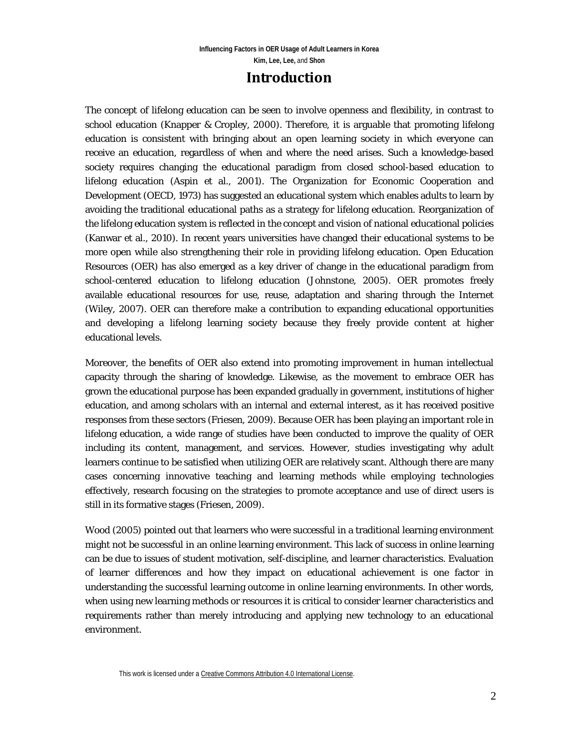# Introduction

The concept of lifelong education can be seen to involve openness and flexibility, in contrast to school education (Knapper & Cropley, 2000). Therefore, it is arguable that promoting lifelong education is consistent with bringing about an open learning society in which everyone can receive an education, regardless of when and where the need arises. Such a knowledge-based society requires changing the educational paradigm from closed school-based education to lifelong education (Aspin et al., 2001). The Organization for Economic Cooperation and Development (OECD, 1973) has suggested an educational system which enables adults to learn by avoiding the traditional educational paths as a strategy for lifelong education. Reorganization of the lifelong education system is reflected in the concept and vision of national educational policies (Kanwar et al., 2010). In recent years universities have changed their educational systems to be more open while also strengthening their role in providing lifelong education. Open Education Resources (OER) has also emerged as a key driver of change in the educational paradigm from school-centered education to lifelong education (Johnstone, 2005). OER promotes freely available educational resources for use, reuse, adaptation and sharing through the Internet (Wiley, 2007). OER can therefore make a contribution to expanding educational opportunities and developing a lifelong learning society because they freely provide content at higher educational levels.

Moreover, the benefits of OER also extend into promoting improvement in human intellectual capacity through the sharing of knowledge. Likewise, as the movement to embrace OER has grown the educational purpose has been expanded gradually in government, institutions of higher education, and among scholars with an internal and external interest, as it has received positive responses from these sectors (Friesen, 2009). Because OER has been playing an important role in lifelong education, a wide range of studies have been conducted to improve the quality of OER including its content, management, and services. However, studies investigating why adult learners continue to be satisfied when utilizing OER are relatively scant. Although there are many cases concerning innovative teaching and learning methods while employing technologies effectively, research focusing on the strategies to promote acceptance and use of direct users is still in its formative stages (Friesen, 2009).

Wood (2005) pointed out that learners who were successful in a traditional learning environment might not be successful in an online learning environment. This lack of success in online learning can be due to issues of student motivation, self-discipline, and learner characteristics. Evaluation of learner differences and how they impact on educational achievement is one factor in understanding the successful learning outcome in online learning environments. In other words, when using new learning methods or resources it is critical to consider learner characteristics and requirements rather than merely introducing and applying new technology to an educational environment.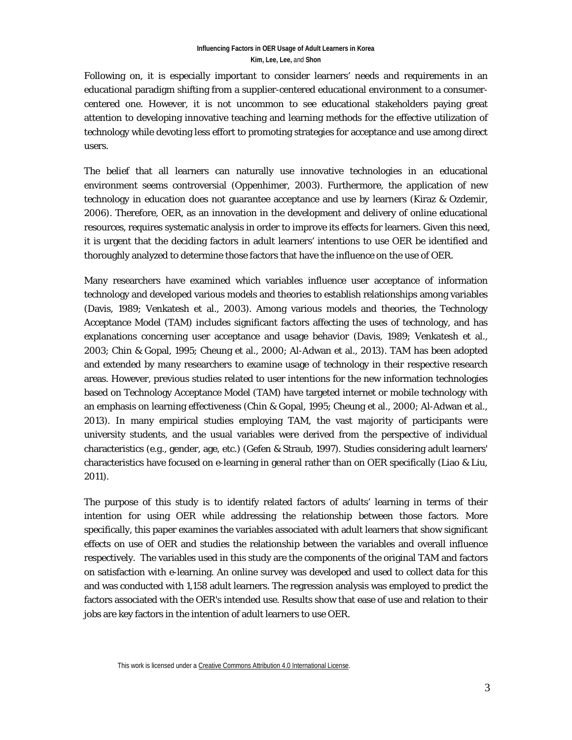Following on, it is especially important to consider learners' needs and requirements in an educational paradigm shifting from a supplier-centered educational environment to a consumer-centered one. However, it is not uncommon to see educational stakeholders paying great attention to developing innovative teaching and learning methods for the effective utilization of technology while devoting less effort to promoting strategies for acceptance and use among direct users.

The belief that all learners can naturally use innovative technologies in an educational environment seems controversial (Oppenhimer, 2003). Furthermore, the application of new technology in education does not guarantee acceptance and use by learners (Kiraz & Ozdemir, 2006). Therefore, OER, as an innovation in the development and delivery of online educational resources, requires systematic analysis in order to improve its effects for learners. Given this need, it is urgent that the deciding factors in adult learners' intentions to use OER be identified and thoroughly analyzed to determine those factors that have the influence on the use of OER.

Many researchers have examined which variables influence user acceptance of information technology and developed various models and theories to establish relationships among variables (Davis, 1989; Venkatesh et al., 2003). Among various models and theories, the Technology Acceptance Model (TAM) includes significant factors affecting the uses of technology, and has explanations concerning user acceptance and usage behavior (Davis, 1989; Venkatesh et al., 2003; Chin & Gopal, 1995; Cheung et al., 2000; Al-Adwan et al., 2013). TAM has been adopted and extended by many researchers to examine usage of technology in their respective research areas. However, previous studies related to user intentions for the new information technologies based on Technology Acceptance Model (TAM) have targeted internet or mobile technology with an emphasis on learning effectiveness (Chin & Gopal, 1995; Cheung et al., 2000; Al-Adwan et al., 2013). In many empirical studies employing TAM, the vast majority of participants were university students, and the usual variables were derived from the perspective of individual characteristics (e.g., gender, age, etc.) (Gefen & Straub, 1997). Studies considering adult learners' characteristics have focused on e-learning in general rather than on OER specifically (Liao & Liu, 2011).

The purpose of this study is to identify related factors of adults' learning in terms of their intention for using OER while addressing the relationship between those factors. More specifically, this paper examines the variables associated with adult learners that show significant effects on use of OER and studies the relationship between the variables and overall influence respectively. The variables used in this study are the components of the original TAM and factors on satisfaction with e-learning. An online survey was developed and used to collect data for this and was conducted with 1,158 adult learners. The regression analysis was employed to predict the factors associated with the OER's intended use. Results show that ease of use and relation to their jobs are key factors in the intention of adult learners to use OER.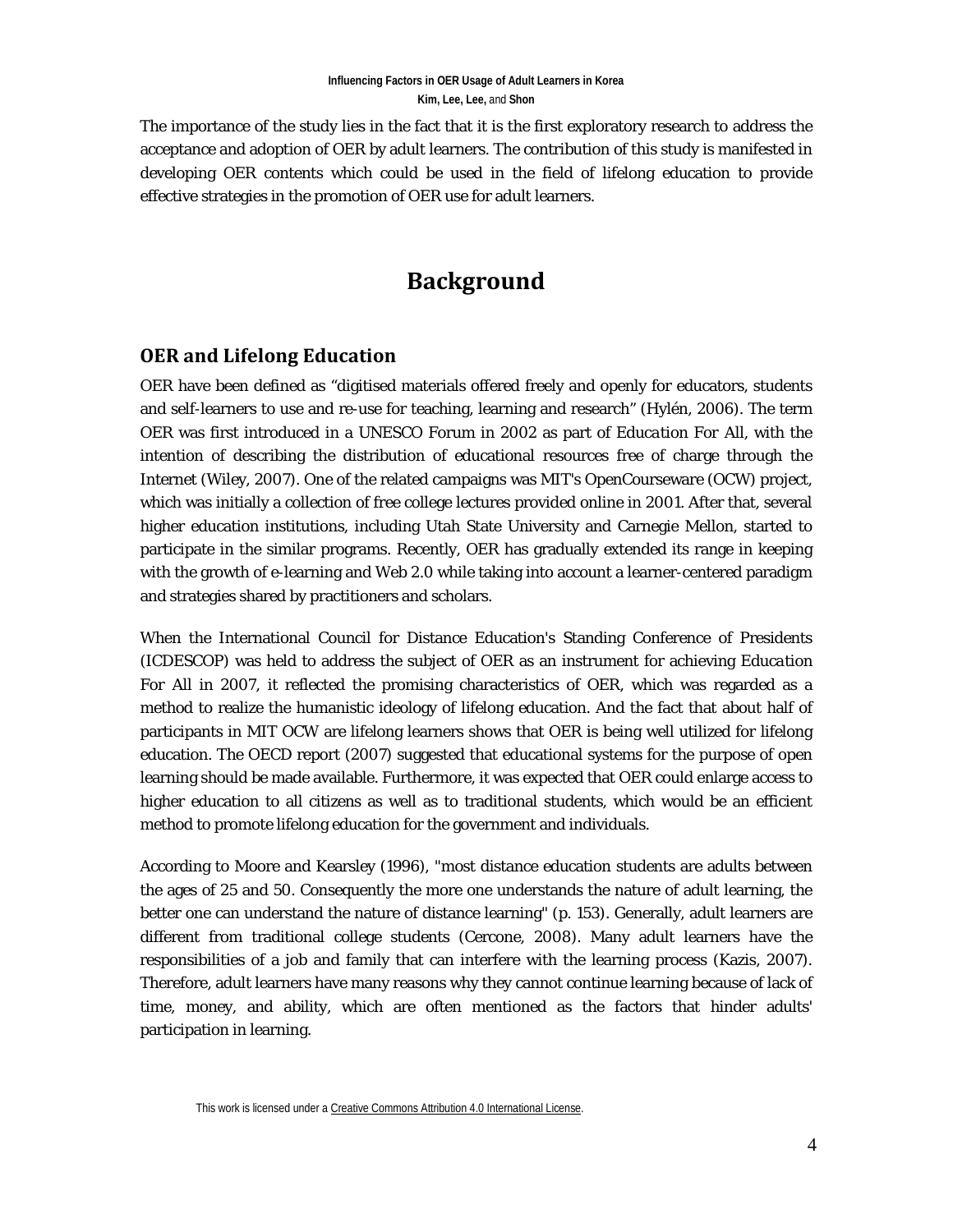The importance of the study lies in the fact that it is the first exploratory research to address the acceptance and adoption of OER by adult learners. The contribution of this study is manifested in developing OER contents which could be used in the field of lifelong education to provide effective strategies in the promotion of OER use for adult learners.

# Background

## OER and Lifelong Education

OER have been defined as "digitised materials offered freely and openly for educators, students and self-learners to use and re-use for teaching, learning and research" (Hylén, 2006). The term OER was first introduced in a UNESCO Forum in 2002 as part of *Education For All*, with the intention of describing the distribution of educational resources free of charge through the Internet (Wiley, 2007). One of the related campaigns was MIT's OpenCourseware (OCW) project, which was initially a collection of free college lectures provided online in 2001. After that, several higher education institutions, including Utah State University and Carnegie Mellon, started to participate in the similar programs. Recently, OER has gradually extended its range in keeping with the growth of e-learning and Web 2.0 while taking into account a learner-centered paradigm and strategies shared by practitioners and scholars.

When the International Council for Distance Education's Standing Conference of Presidents (ICDESCOP) was held to address the subject of OER as an instrument for achieving *Education For All* in 2007, it reflected the promising characteristics of OER, which was regarded as a method to realize the humanistic ideology of lifelong education. And the fact that about half of participants in MIT OCW are lifelong learners shows that OER is being well utilized for lifelong education. The OECD report (2007) suggested that educational systems for the purpose of open learning should be made available. Furthermore, it was expected that OER could enlarge access to higher education to all citizens as well as to traditional students, which would be an efficient method to promote lifelong education for the government and individuals.

According to Moore and Kearsley (1996), "most distance education students are adults between the ages of 25 and 50. Consequently the more one understands the nature of adult learning, the better one can understand the nature of distance learning" (p. 153). Generally, adult learners are different from traditional college students (Cercone, 2008). Many adult learners have the responsibilities of a job and family that can interfere with the learning process (Kazis, 2007). Therefore, adult learners have many reasons why they cannot continue learning because of lack of time, money, and ability, which are often mentioned as the factors that hinder adults' participation in learning.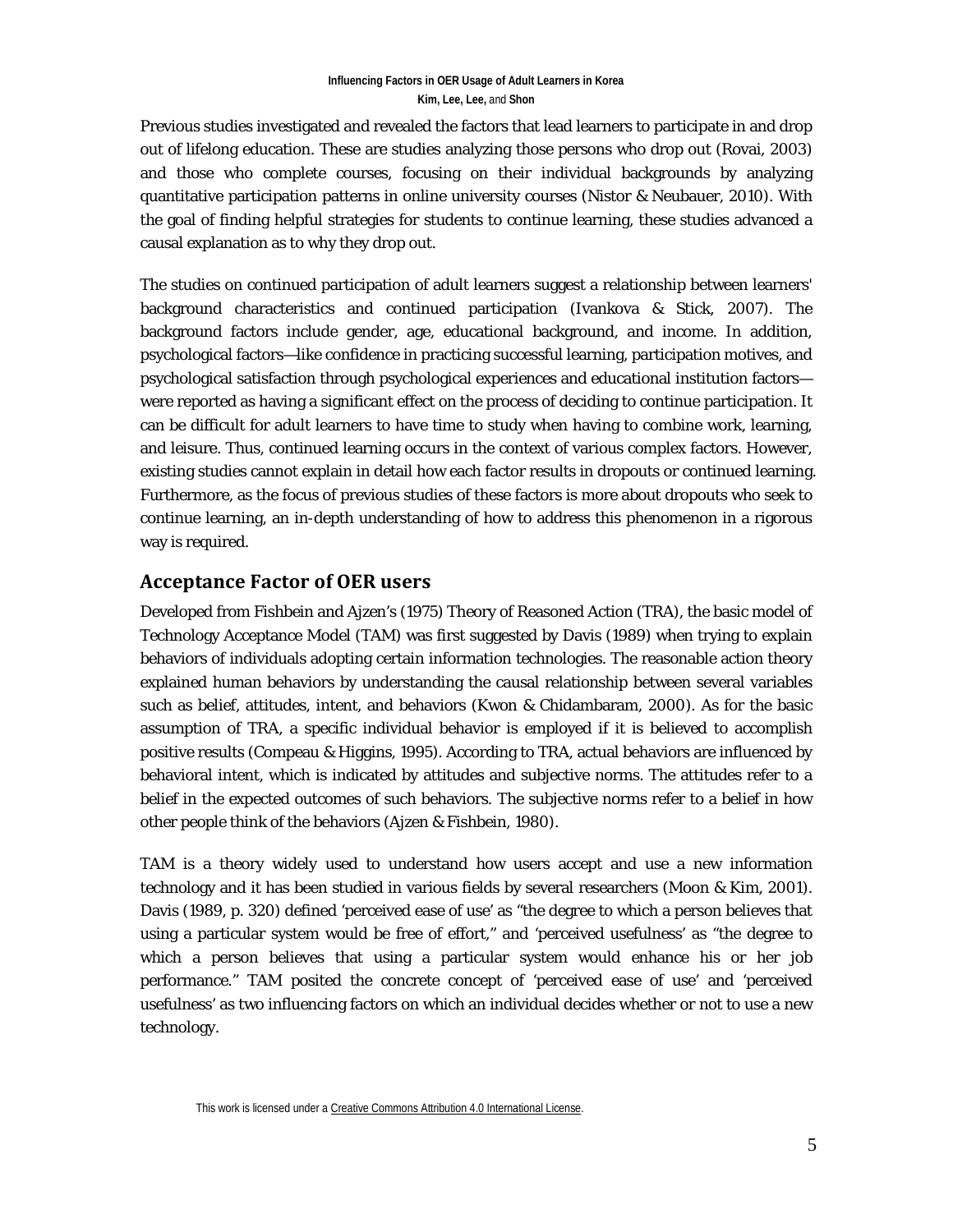Previous studies investigated and revealed the factors that lead learners to participate in and drop out of lifelong education. These are studies analyzing those persons who drop out (Rovai, 2003) and those who complete courses, focusing on their individual backgrounds by analyzing quantitative participation patterns in online university courses (Nistor & Neubauer, 2010). With the goal of finding helpful strategies for students to continue learning, these studies advanced a causal explanation as to why they drop out.

The studies on continued participation of adult learners suggest a relationship between learners' background characteristics and continued participation (Ivankova & Stick, 2007). The background factors include gender, age, educational background, and income. In addition, psychological factors—like confidence in practicing successful learning, participation motives, and psychological satisfaction through psychological experiences and educational institution factors—were reported as having a significant effect on the process of deciding to continue participation. It can be difficult for adult learners to have time to study when having to combine work, learning, and leisure. Thus, continued learning occurs in the context of various complex factors. However, existing studies cannot explain in detail how each factor results in dropouts or continued learning. Furthermore, as the focus of previous studies of these factors is more about dropouts who seek to continue learning, an in-depth understanding of how to address this phenomenon in a rigorous way is required.

## Acceptance Factor of OER users

Developed from Fishbein and Ajzen's (1975) Theory of Reasoned Action (TRA), the basic model of Technology Acceptance Model (TAM) was first suggested by Davis (1989) when trying to explain behaviors of individuals adopting certain information technologies. The reasonable action theory explained human behaviors by understanding the causal relationship between several variables such as belief, attitudes, intent, and behaviors (Kwon & Chidambaram, 2000). As for the basic assumption of TRA, a specific individual behavior is employed if it is believed to accomplish positive results (Compeau & Higgins, 1995). According to TRA, actual behaviors are influenced by behavioral intent, which is indicated by attitudes and subjective norms. The attitudes refer to a belief in the expected outcomes of such behaviors. The subjective norms refer to a belief in how other people think of the behaviors (Ajzen & Fishbein, 1980).

TAM is a theory widely used to understand how users accept and use a new information technology and it has been studied in various fields by several researchers (Moon & Kim, 2001). Davis (1989, p. 320) defined 'perceived ease of use' as "the degree to which a person believes that using a particular system would be free of effort," and 'perceived usefulness' as "the degree to which a person believes that using a particular system would enhance his or her job performance." TAM posited the concrete concept of 'perceived ease of use' and 'perceived usefulness' as two influencing factors on which an individual decides whether or not to use a new technology.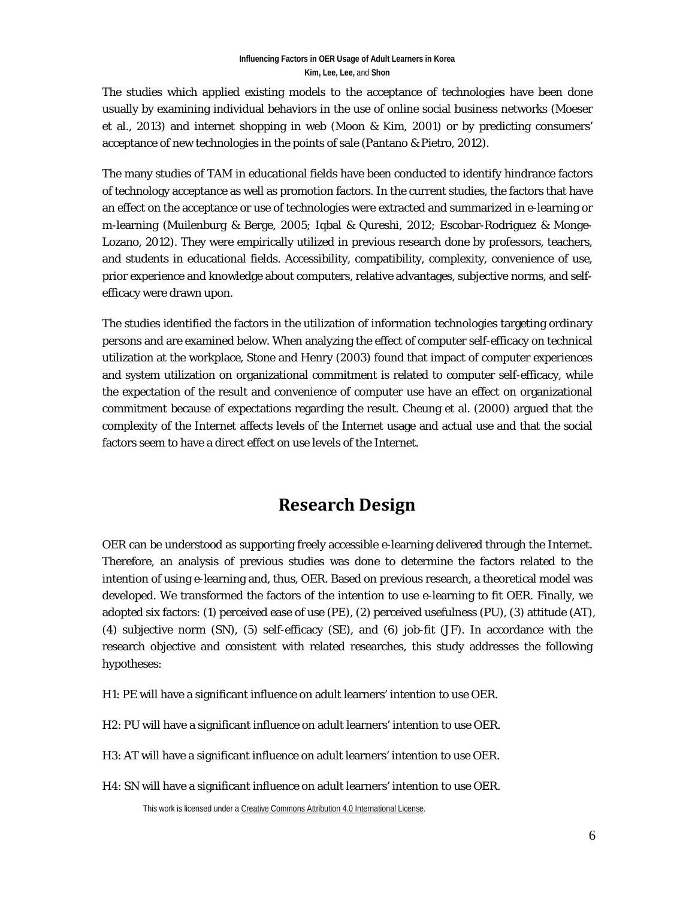The studies which applied existing models to the acceptance of technologies have been done usually by examining individual behaviors in the use of online social business networks (Moeser et al., 2013) and internet shopping in web (Moon & Kim, 2001) or by predicting consumers' acceptance of new technologies in the points of sale (Pantano & Pietro, 2012).

The many studies of TAM in educational fields have been conducted to identify hindrance factors of technology acceptance as well as promotion factors. In the current studies, the factors that have an effect on the acceptance or use of technologies were extracted and summarized in e-learning or m-learning (Muilenburg & Berge, 2005; Iqbal & Qureshi, 2012; Escobar-Rodriguez & Monge-Lozano, 2012). They were empirically utilized in previous research done by professors, teachers, and students in educational fields. Accessibility, compatibility, complexity, convenience of use, prior experience and knowledge about computers, relative advantages, subjective norms, and self-efficacy were drawn upon.

The studies identified the factors in the utilization of information technologies targeting ordinary persons and are examined below. When analyzing the effect of computer self-efficacy on technical utilization at the workplace, Stone and Henry (2003) found that impact of computer experiences and system utilization on organizational commitment is related to computer self-efficacy, while the expectation of the result and convenience of computer use have an effect on organizational commitment because of expectations regarding the result. Cheung et al. (2000) argued that the complexity of the Internet affects levels of the Internet usage and actual use and that the social factors seem to have a direct effect on use levels of the Internet.

# Research Design

OER can be understood as supporting freely accessible e-learning delivered through the Internet. Therefore, an analysis of previous studies was done to determine the factors related to the intention of using e-learning and, thus, OER. Based on previous research, a theoretical model was developed. We transformed the factors of the intention to use e-learning to fit OER. Finally, we adopted six factors: (1) perceived ease of use (PE), (2) perceived usefulness (PU), (3) attitude (AT), (4) subjective norm (SN), (5) self-efficacy (SE), and (6) job-fit (JF). In accordance with the research objective and consistent with related researches, this study addresses the following hypotheses:

H1: PE will have a significant influence on adult learners' intention to use OER.

H2: PU will have a significant influence on adult learners' intention to use OER.

H3: AT will have a significant influence on adult learners' intention to use OER.

H4: SN will have a significant influence on adult learners' intention to use OER.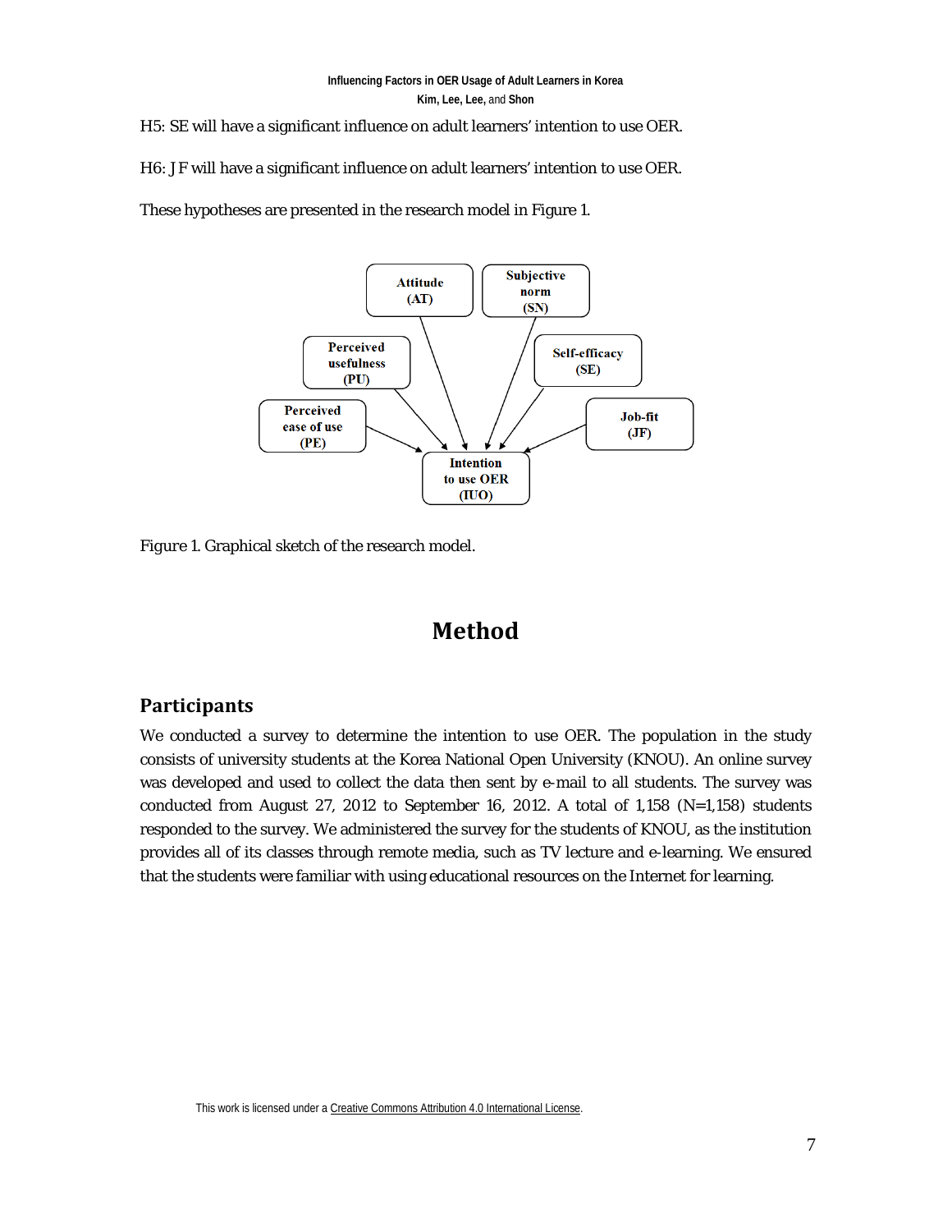H5: SE will have a significant influence on adult learners' intention to use OER.

H6: JF will have a significant influence on adult learners' intention to use OER.

These hypotheses are presented in the research model in Figure 1.

*Figure 1.* Graphical sketch of the research model.

# Method

## Participants

We conducted a survey to determine the intention to use OER. The population in the study consists of university students at the Korea National Open University (KNOU). An online survey was developed and used to collect the data then sent by e-mail to all students. The survey was conducted from August 27, 2012 to September 16, 2012. A total of 1,158 (N=1,158) students responded to the survey. We administered the survey for the students of KNOU, as the institution provides all of its classes through remote media, such as TV lecture and e-learning. We ensured that the students were familiar with using educational resources on the Internet for learning.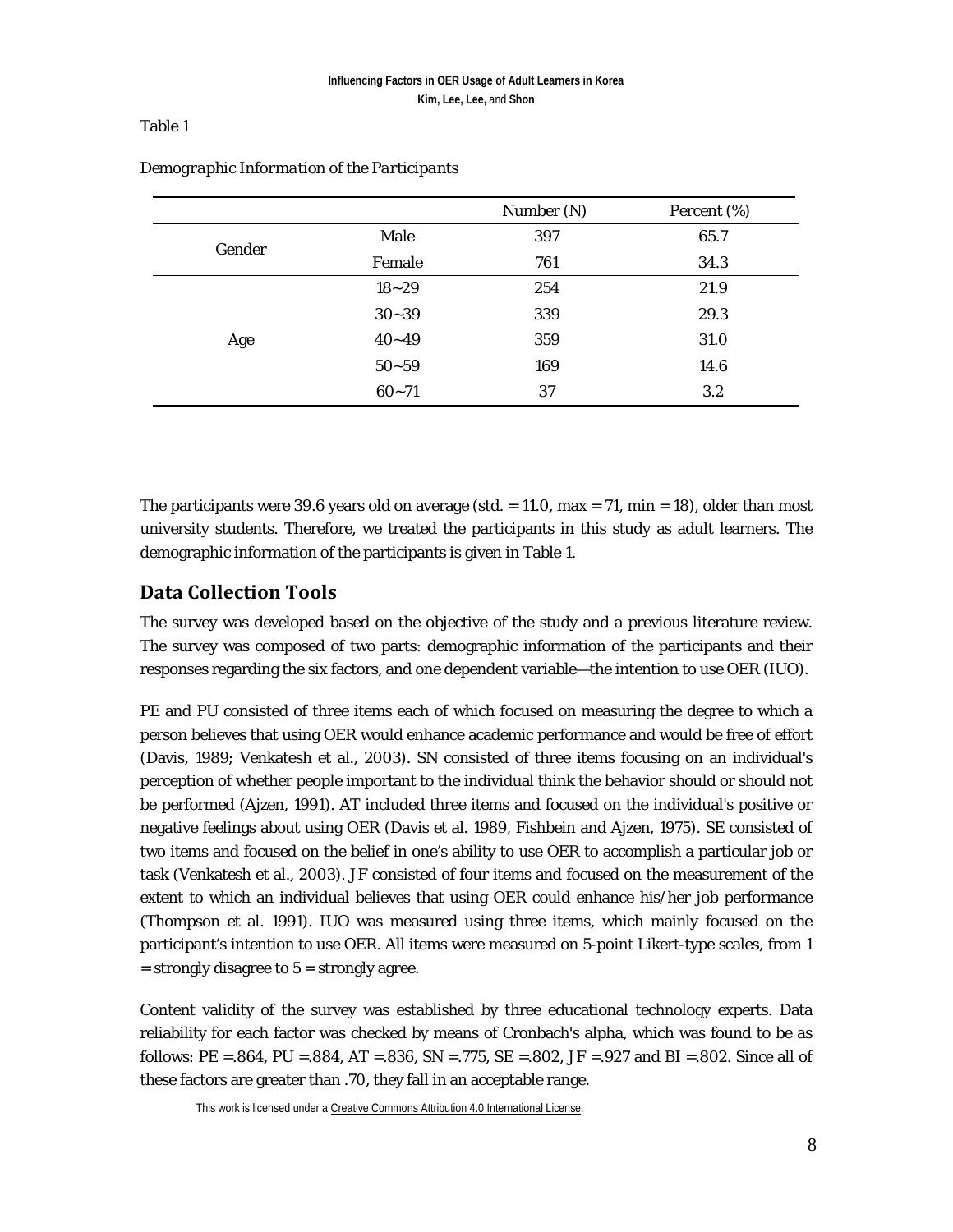Table 1

*Demographic Information of the Participants*

| | | Number (N) | Percent (%) |
|---|---|---|---|
| Gender | Male | 397 | 65.7 |
| | Female | 761 | 34.3 |
| Age | 18~29 | 254 | 21.9 |
| | 30~39 | 339 | 29.3 |
| | 40~49 | 359 | 31.0 |
| | 50~59 | 169 | 14.6 |
| | 60~71 | 37 | 3.2 |

The participants were 39.6 years old on average (std. = 11.0, max = 71, min = 18), older than most university students. Therefore, we treated the participants in this study as adult learners. The demographic information of the participants is given in Table 1.

## Data Collection Tools

The survey was developed based on the objective of the study and a previous literature review. The survey was composed of two parts: demographic information of the participants and their responses regarding the six factors, and one dependent variable—the intention to use OER (IUO).

PE and PU consisted of three items each of which focused on measuring the degree to which a person believes that using OER would enhance academic performance and would be free of effort (Davis, 1989; Venkatesh et al., 2003). SN consisted of three items focusing on an individual's perception of whether people important to the individual think the behavior should or should not be performed (Ajzen, 1991). AT included three items and focused on the individual's positive or negative feelings about using OER (Davis et al. 1989, Fishbein and Ajzen, 1975). SE consisted of two items and focused on the belief in one's ability to use OER to accomplish a particular job or task (Venkatesh et al., 2003). JF consisted of four items and focused on the measurement of the extent to which an individual believes that using OER could enhance his/her job performance (Thompson et al. 1991). IUO was measured using three items, which mainly focused on the participant's intention to use OER. All items were measured on 5-point Likert-type scales, from 1 = strongly disagree to 5 = strongly agree.

Content validity of the survey was established by three educational technology experts. Data reliability for each factor was checked by means of Cronbach's alpha, which was found to be as follows: PE =.864, PU =.884, AT =.836, SN =.775, SE =.802, JF =.927 and BI =.802. Since all of these factors are greater than .70, they fall in an acceptable range.

This work is licensed under a Creative Commons Attribution 4.0 International License.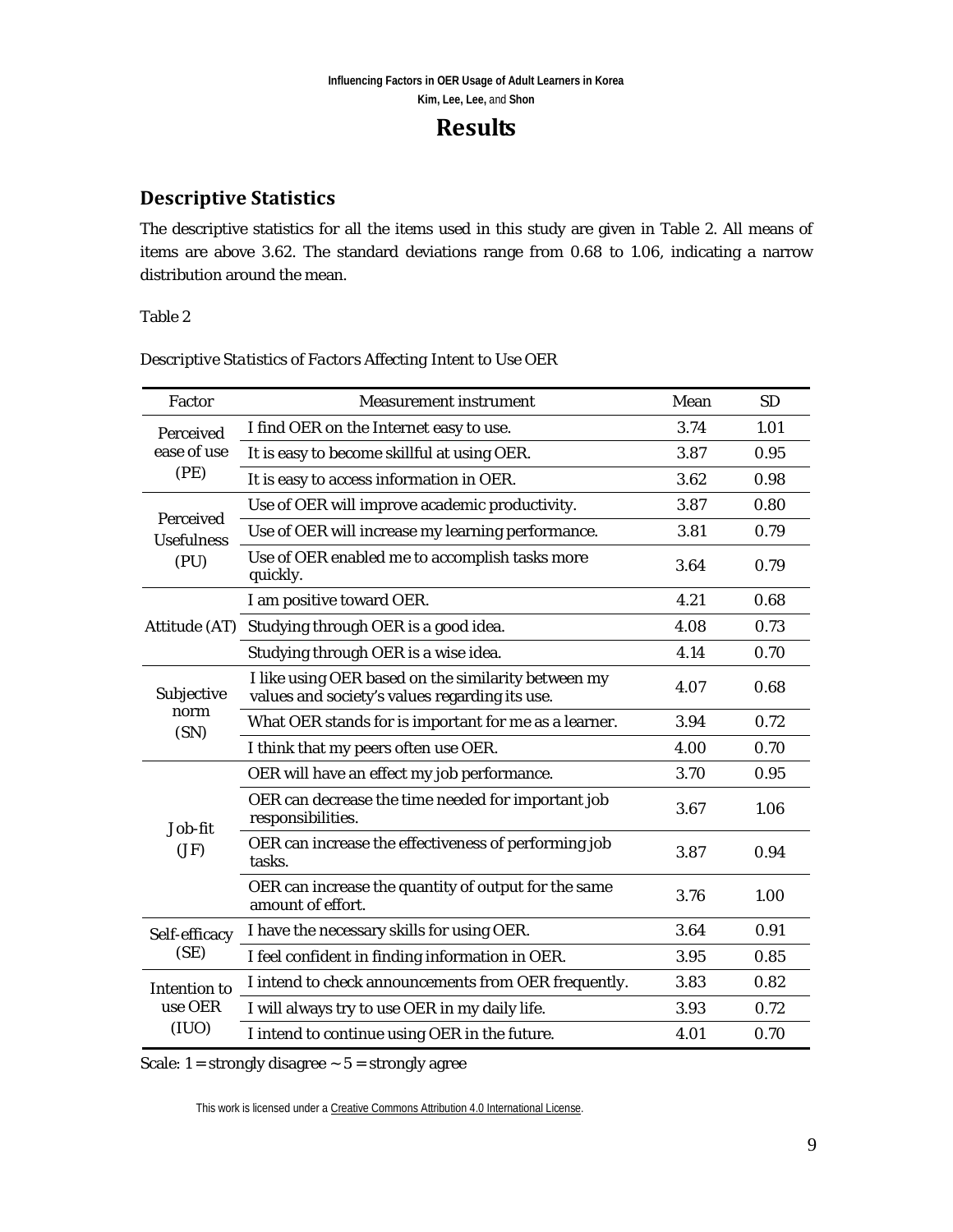# Results

## Descriptive Statistics

The descriptive statistics for all the items used in this study are given in Table 2. All means of items are above 3.62. The standard deviations range from 0.68 to 1.06, indicating a narrow distribution around the mean.

Table 2

*Descriptive Statistics of Factors Affecting Intent to Use OER*

| Factor | Measurement instrument | Mean | SD |
|---|---|---|---|
| Perceived ease of use (PE) | I find OER on the Internet easy to use. | 3.74 | 1.01 |
| | It is easy to become skillful at using OER. | 3.87 | 0.95 |
| | It is easy to access information in OER. | 3.62 | 0.98 |
| Perceived Usefulness (PU) | Use of OER will improve academic productivity. | 3.87 | 0.80 |
| | Use of OER will increase my learning performance. | 3.81 | 0.79 |
| | Use of OER enabled me to accomplish tasks more quickly. | 3.64 | 0.79 |
| Attitude (AT) | I am positive toward OER. | 4.21 | 0.68 |
| | Studying through OER is a good idea. | 4.08 | 0.73 |
| | Studying through OER is a wise idea. | 4.14 | 0.70 |
| Subjective norm (SN) | I like using OER based on the similarity between my values and society's values regarding its use. | 4.07 | 0.68 |
| | What OER stands for is important for me as a learner. | 3.94 | 0.72 |
| | I think that my peers often use OER. | 4.00 | 0.70 |
| Job-fit (JF) | OER will have an effect my job performance. | 3.70 | 0.95 |
| | OER can decrease the time needed for important job responsibilities. | 3.67 | 1.06 |
| | OER can increase the effectiveness of performing job tasks. | 3.87 | 0.94 |
| | OER can increase the quantity of output for the same amount of effort. | 3.76 | 1.00 |
| Self-efficacy (SE) | I have the necessary skills for using OER. | 3.64 | 0.91 |
| | I feel confident in finding information in OER. | 3.95 | 0.85 |
| Intention to use OER (IUO) | I intend to check announcements from OER frequently. | 3.83 | 0.82 |
| | I will always try to use OER in my daily life. | 3.93 | 0.72 |
| | I intend to continue using OER in the future. | 4.01 | 0.70 |

Scale: 1 = strongly disagree ~ 5 = strongly agree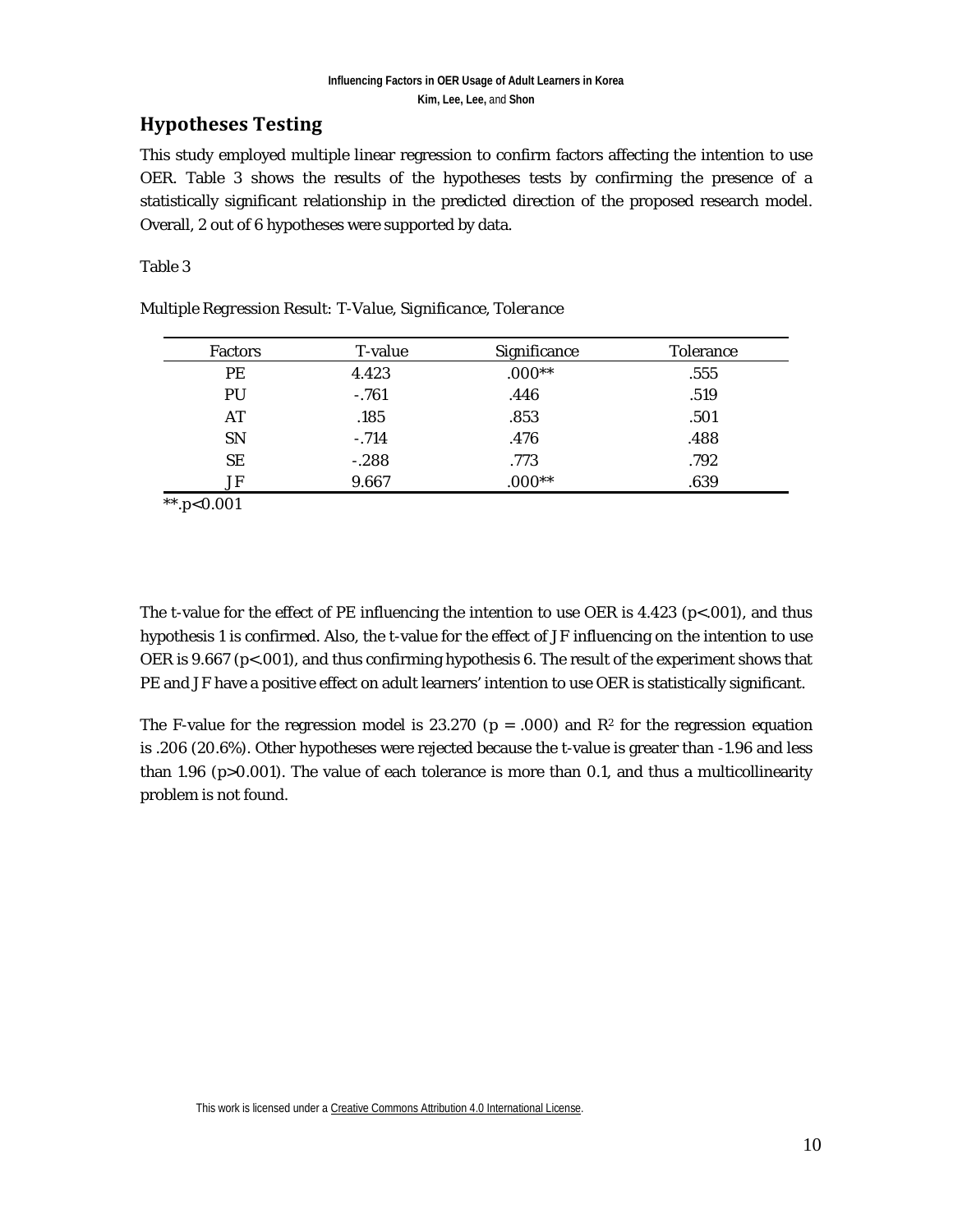## Hypotheses Testing

This study employed multiple linear regression to confirm factors affecting the intention to use OER. Table 3 shows the results of the hypotheses tests by confirming the presence of a statistically significant relationship in the predicted direction of the proposed research model. Overall, 2 out of 6 hypotheses were supported by data.

Table 3

*Multiple Regression Result: T-Value, Significance, Tolerance*

| Factors | T-value | Significance | Tolerance |
|---|---|---|---|
| PE | 4.423 | .000** | .555 |
| PU | -.761 | .446 | .519 |
| AT | .185 | .853 | .501 |
| SN | -.714 | .476 | .488 |
| SE | -.288 | .773 | .792 |
| JF | 9.667 | .000** | .639 |

**.$p<0.001$

The t-value for the effect of PE influencing the intention to use OER is 4.423 ($p<.001$), and thus hypothesis 1 is confirmed. Also, the t-value for the effect of JF influencing on the intention to use OER is 9.667 ($p<.001$), and thus confirming hypothesis 6. The result of the experiment shows that PE and JF have a positive effect on adult learners' intention to use OER is statistically significant.

The F-value for the regression model is 23.270 ($p = .000$) and $R^2$ for the regression equation is .206 (20.6%). Other hypotheses were rejected because the t-value is greater than -1.96 and less than 1.96 ($p>0.001$). The value of each tolerance is more than 0.1, and thus a multicollinearity problem is not found.

This work is licensed under a Creative Commons Attribution 4.0 International License.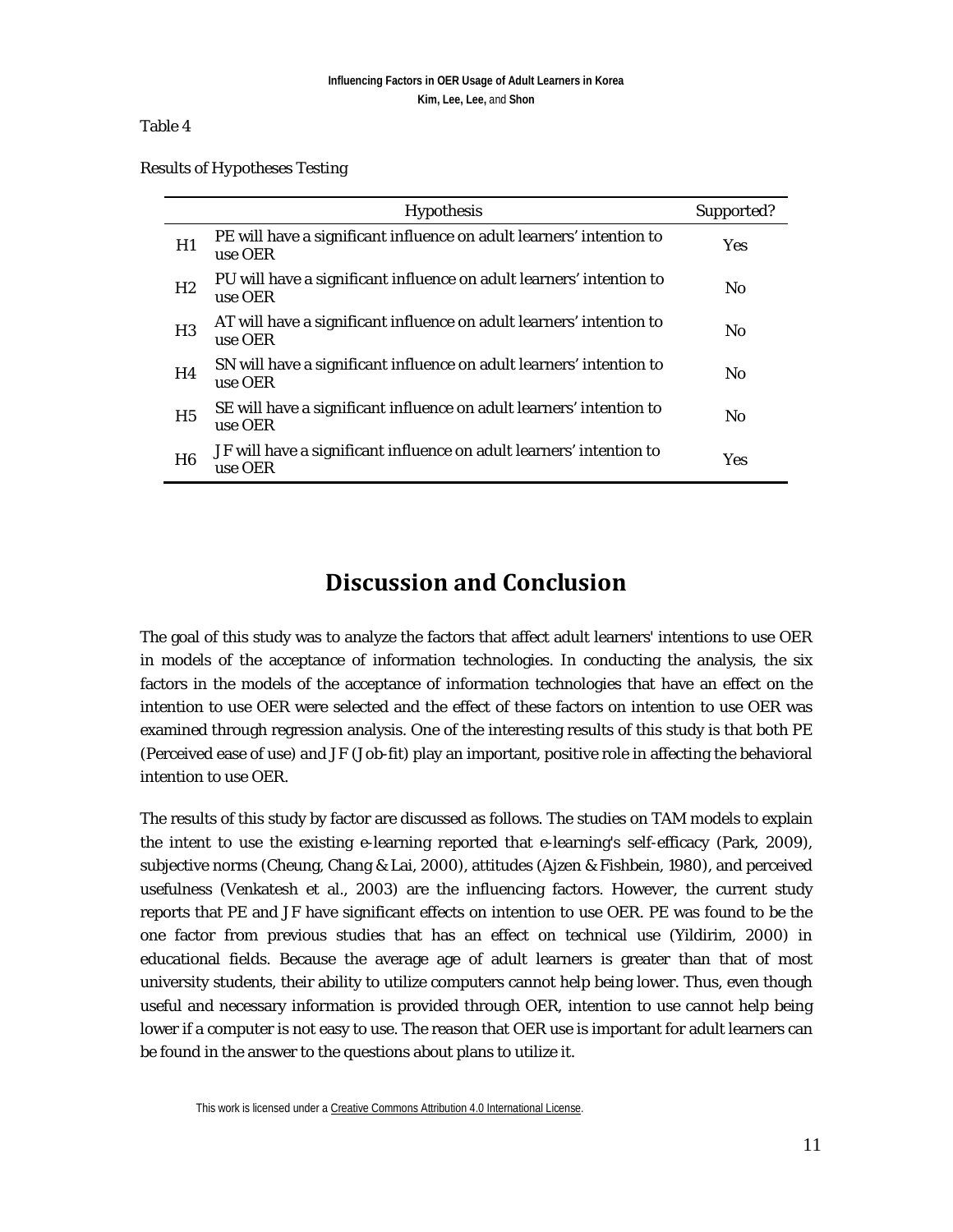Table 4

Results of Hypotheses Testing

| | Hypothesis | Supported? |
|---|---|---|
| H1 | PE will have a significant influence on adult learners' intention to use OER | Yes |
| H2 | PU will have a significant influence on adult learners' intention to use OER | No |
| H3 | AT will have a significant influence on adult learners' intention to use OER | No |
| H4 | SN will have a significant influence on adult learners' intention to use OER | No |
| H5 | SE will have a significant influence on adult learners' intention to use OER | No |
| H6 | JF will have a significant influence on adult learners' intention to use OER | Yes |

## Discussion and Conclusion

The goal of this study was to analyze the factors that affect adult learners' intentions to use OER in models of the acceptance of information technologies. In conducting the analysis, the six factors in the models of the acceptance of information technologies that have an effect on the intention to use OER were selected and the effect of these factors on intention to use OER was examined through regression analysis. One of the interesting results of this study is that both PE (Perceived ease of use) and JF (Job-fit) play an important, positive role in affecting the behavioral intention to use OER.

The results of this study by factor are discussed as follows. The studies on TAM models to explain the intent to use the existing e-learning reported that e-learning's self-efficacy (Park, 2009), subjective norms (Cheung, Chang & Lai, 2000), attitudes (Ajzen & Fishbein, 1980), and perceived usefulness (Venkatesh et al., 2003) are the influencing factors. However, the current study reports that PE and JF have significant effects on intention to use OER. PE was found to be the one factor from previous studies that has an effect on technical use (Yildirim, 2000) in educational fields. Because the average age of adult learners is greater than that of most university students, their ability to utilize computers cannot help being lower. Thus, even though useful and necessary information is provided through OER, intention to use cannot help being lower if a computer is not easy to use. The reason that OER use is important for adult learners can be found in the answer to the questions about plans to utilize it.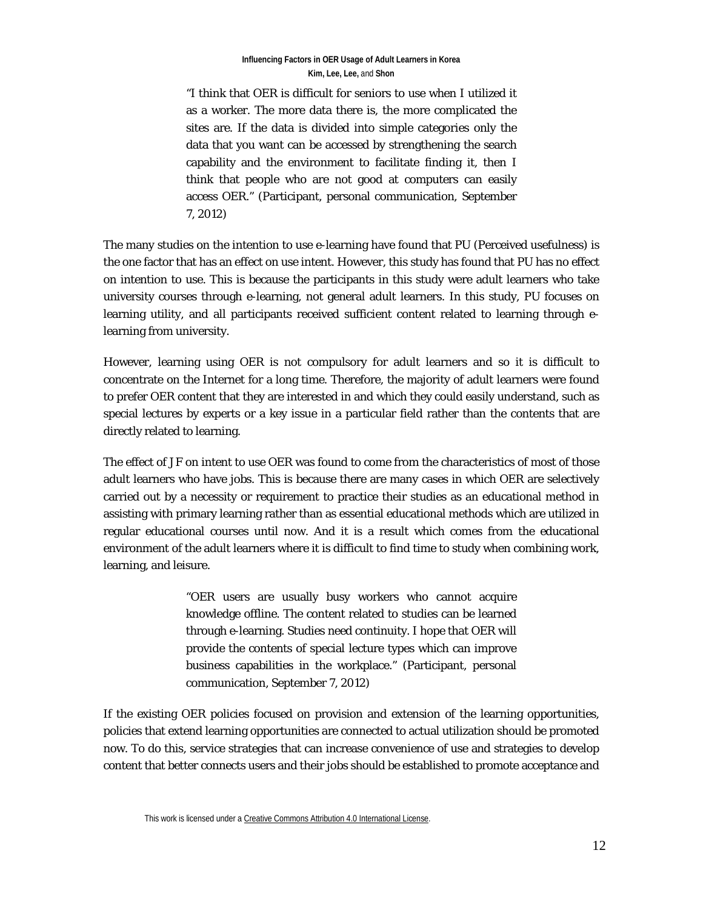> "I think that OER is difficult for seniors to use when I utilized it as a worker. The more data there is, the more complicated the sites are. If the data is divided into simple categories only the data that you want can be accessed by strengthening the search capability and the environment to facilitate finding it, then I think that people who are not good at computers can easily access OER." (Participant, personal communication, September 7, 2012)

The many studies on the intention to use e-learning have found that PU (Perceived usefulness) is the one factor that has an effect on use intent. However, this study has found that PU has no effect on intention to use. This is because the participants in this study were adult learners who take university courses through e-learning, not general adult learners. In this study, PU focuses on learning utility, and all participants received sufficient content related to learning through e-learning from university.

However, learning using OER is not compulsory for adult learners and so it is difficult to concentrate on the Internet for a long time. Therefore, the majority of adult learners were found to prefer OER content that they are interested in and which they could easily understand, such as special lectures by experts or a key issue in a particular field rather than the contents that are directly related to learning.

The effect of JF on intent to use OER was found to come from the characteristics of most of those adult learners who have jobs. This is because there are many cases in which OER are selectively carried out by a necessity or requirement to practice their studies as an educational method in assisting with primary learning rather than as essential educational methods which are utilized in regular educational courses until now. And it is a result which comes from the educational environment of the adult learners where it is difficult to find time to study when combining work, learning, and leisure.

> "OER users are usually busy workers who cannot acquire knowledge offline. The content related to studies can be learned through e-learning. Studies need continuity. I hope that OER will provide the contents of special lecture types which can improve business capabilities in the workplace." (Participant, personal communication, September 7, 2012)

If the existing OER policies focused on provision and extension of the learning opportunities, policies that extend learning opportunities are connected to actual utilization should be promoted now. To do this, service strategies that can increase convenience of use and strategies to develop content that better connects users and their jobs should be established to promote acceptance and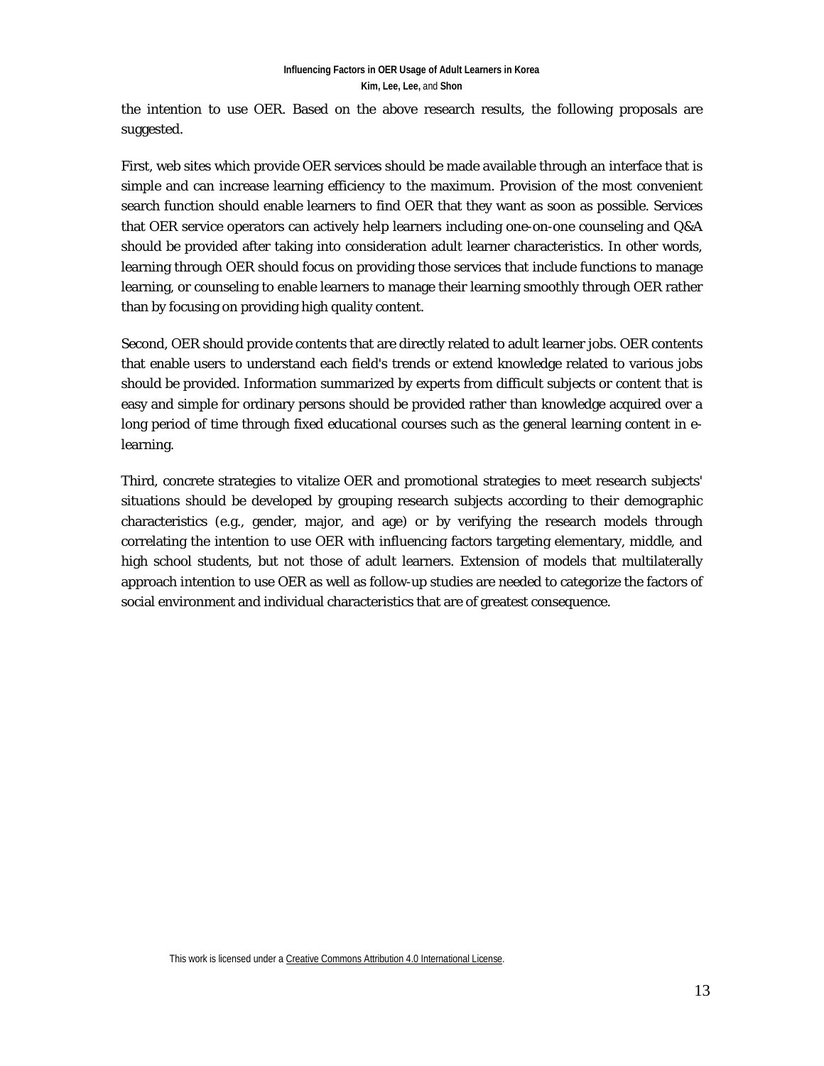the intention to use OER. Based on the above research results, the following proposals are suggested.

First, web sites which provide OER services should be made available through an interface that is simple and can increase learning efficiency to the maximum. Provision of the most convenient search function should enable learners to find OER that they want as soon as possible. Services that OER service operators can actively help learners including one-on-one counseling and Q&A should be provided after taking into consideration adult learner characteristics. In other words, learning through OER should focus on providing those services that include functions to manage learning, or counseling to enable learners to manage their learning smoothly through OER rather than by focusing on providing high quality content.

Second, OER should provide contents that are directly related to adult learner jobs. OER contents that enable users to understand each field's trends or extend knowledge related to various jobs should be provided. Information summarized by experts from difficult subjects or content that is easy and simple for ordinary persons should be provided rather than knowledge acquired over a long period of time through fixed educational courses such as the general learning content in e-learning.

Third, concrete strategies to vitalize OER and promotional strategies to meet research subjects' situations should be developed by grouping research subjects according to their demographic characteristics (e.g., gender, major, and age) or by verifying the research models through correlating the intention to use OER with influencing factors targeting elementary, middle, and high school students, but not those of adult learners. Extension of models that multilaterally approach intention to use OER as well as follow-up studies are needed to categorize the factors of social environment and individual characteristics that are of greatest consequence.

This work is licensed under a Creative Commons Attribution 4.0 International License.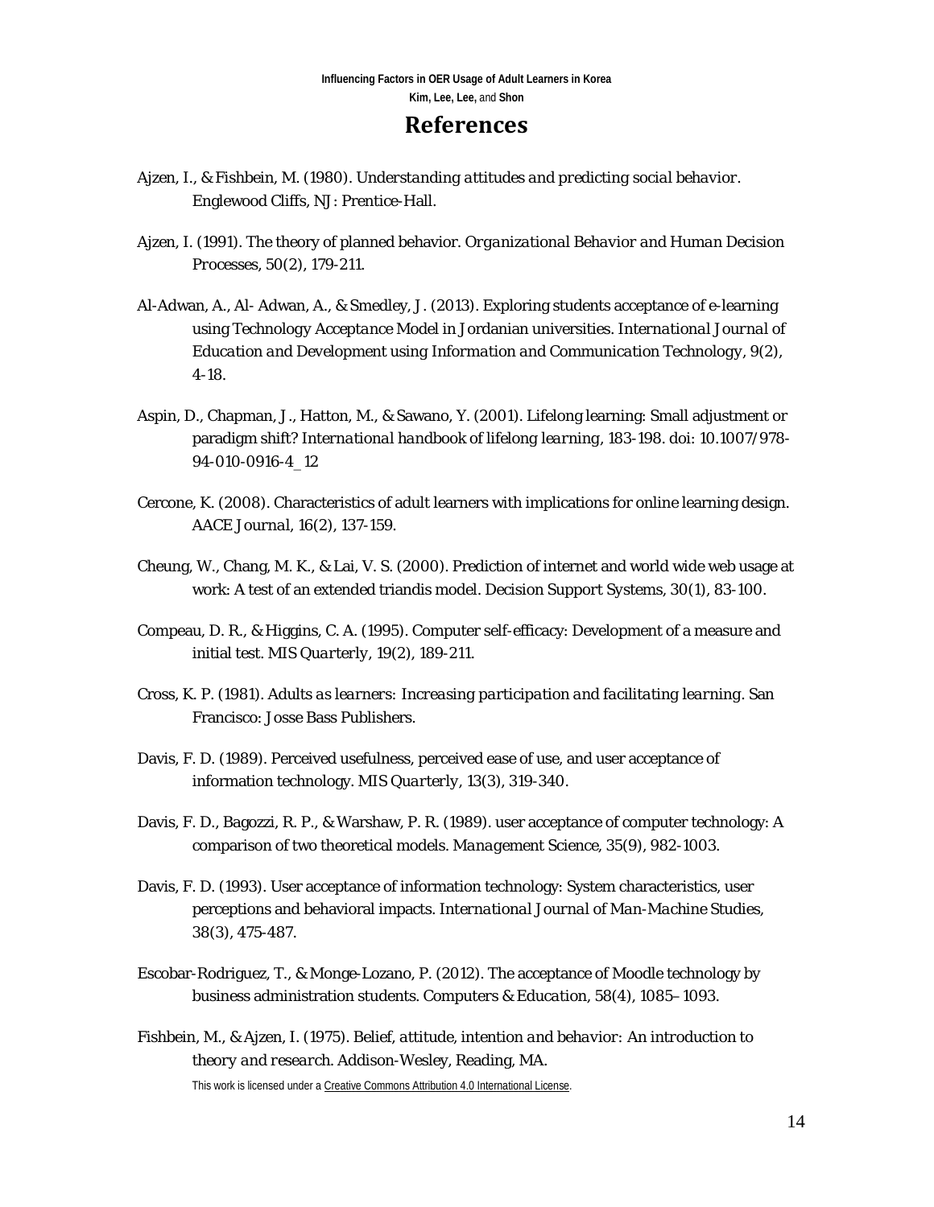# References

Ajzen, I., & Fishbein, M. (1980). *Understanding attitudes and predicting social behavior*. Englewood Cliffs, NJ: Prentice-Hall.

Ajzen, I. (1991). The theory of planned behavior. *Organizational Behavior and Human Decision Processes*, 50(2), 179-211.

Al-Adwan, A., Al- Adwan, A., & Smedley, J. (2013). Exploring students acceptance of e-learning using Technology Acceptance Model in Jordanian universities. *International Journal of Education and Development using Information and Communication Technology*, 9(2), 4-18.

Aspin, D., Chapman, J., Hatton, M., & Sawano, Y. (2001). Lifelong learning: Small adjustment or paradigm shift? *International handbook of lifelong learning*, 183-198. doi: 10.1007/978-94-010-0916-4_12

Cercone, K. (2008). Characteristics of adult learners with implications for online learning design. *AACE Journal*, 16(2), 137-159.

Cheung, W., Chang, M. K., & Lai, V. S. (2000). Prediction of internet and world wide web usage at work: A test of an extended triandis model. *Decision Support Systems*, 30(1), 83-100.

Compeau, D. R., & Higgins, C. A. (1995). Computer self-efficacy: Development of a measure and initial test. *MIS Quarterly*, 19(2), 189-211.

Cross, K. P. (1981). *Adults as learners: Increasing participation and facilitating learning*. San Francisco: Josse Bass Publishers.

Davis, F. D. (1989). Perceived usefulness, perceived ease of use, and user acceptance of information technology. *MIS Quarterly*, 13(3), 319-340.

Davis, F. D., Bagozzi, R. P., & Warshaw, P. R. (1989). user acceptance of computer technology: A comparison of two theoretical models. *Management Science*, 35(9), 982-1003.

Davis, F. D. (1993). User acceptance of information technology: System characteristics, user perceptions and behavioral impacts. *International Journal of Man-Machine Studies*, 38(3), 475-487.

Escobar-Rodriguez, T., & Monge-Lozano, P. (2012). The acceptance of Moodle technology by business administration students. *Computers & Education*, 58(4), 1085–1093.

Fishbein, M., & Ajzen, I. (1975). *Belief, attitude, intention and behavior: An introduction to theory and research*. Addison-Wesley, Reading, MA.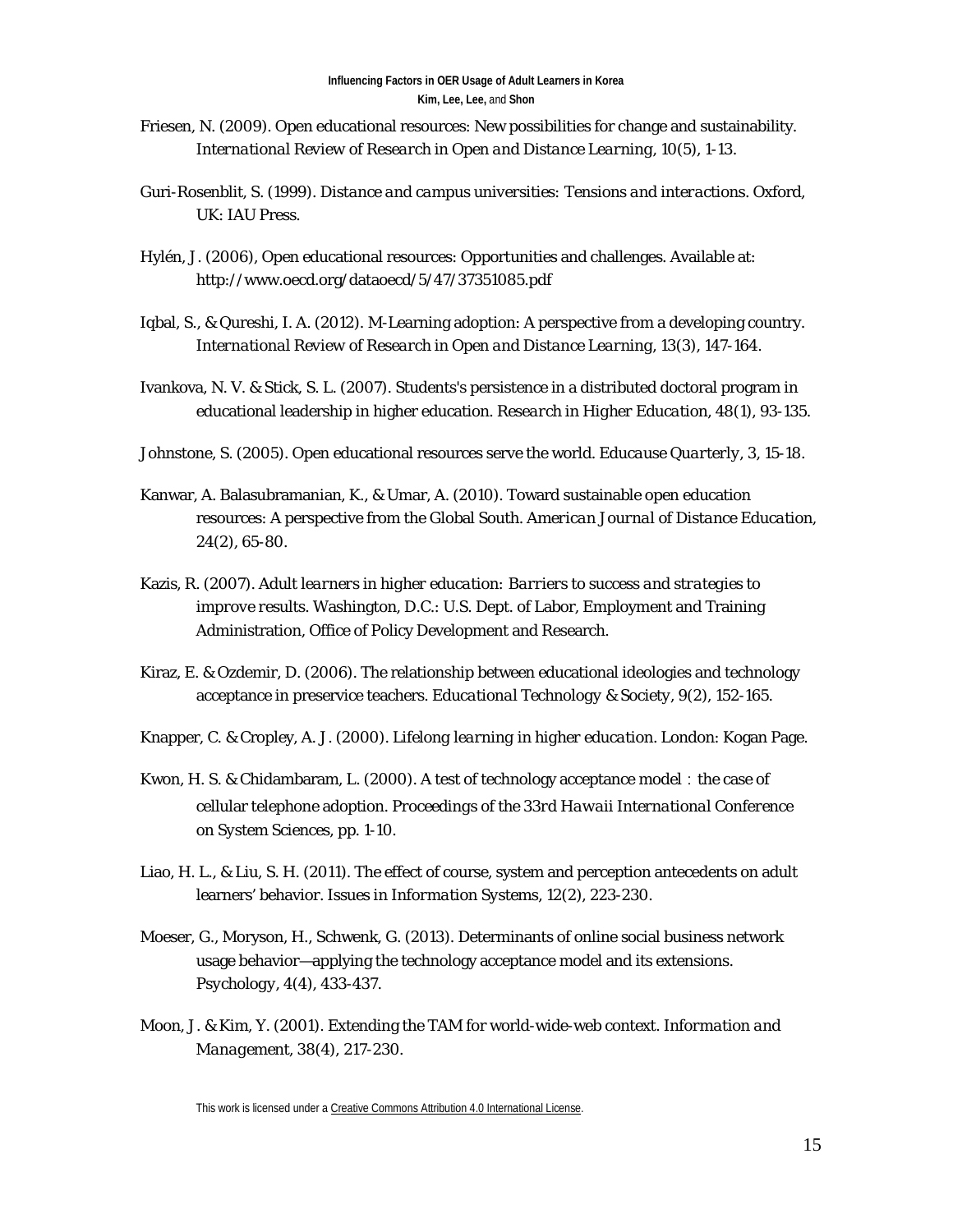Friesen, N. (2009). Open educational resources: New possibilities for change and sustainability. *International Review of Research in Open and Distance Learning, 10*(5), 1-13.

Guri-Rosenblit, S. (1999). *Distance and campus universities: Tensions and interactions*. Oxford, UK: IAU Press.

Hylén, J. (2006), Open educational resources: Opportunities and challenges. Available at: http://www.oecd.org/dataoecd/5/47/37351085.pdf

Iqbal, S., & Qureshi, I. A. (2012). M-Learning adoption: A perspective from a developing country. *International Review of Research in Open and Distance Learning, 13*(3), 147-164.

Ivankova, N. V. & Stick, S. L. (2007). Students's persistence in a distributed doctoral program in educational leadership in higher education. *Research in Higher Education, 48*(1), 93-135.

Johnstone, S. (2005). Open educational resources serve the world. *Educause Quarterly, 3*, 15-18.

Kanwar, A. Balasubramanian, K., & Umar, A. (2010). Toward sustainable open education resources: A perspective from the Global South. *American Journal of Distance Education, 24*(2), 65-80.

Kazis, R. (2007). *Adult learners in higher education: Barriers to success and strategies to improve results*. Washington, D.C.: U.S. Dept. of Labor, Employment and Training Administration, Office of Policy Development and Research.

Kiraz, E. & Ozdemir, D. (2006). The relationship between educational ideologies and technology acceptance in preservice teachers. *Educational Technology & Society, 9*(2), 152-165.

Knapper, C. & Cropley, A. J. (2000). *Lifelong learning in higher education*. London: Kogan Page.

Kwon, H. S. & Chidambaram, L. (2000). A test of technology acceptance model：the case of cellular telephone adoption. *Proceedings of the 33rd Hawaii International Conference on System Sciences*, pp. 1-10.

Liao, H. L., & Liu, S. H. (2011). The effect of course, system and perception antecedents on adult learners' behavior. *Issues in Information Systems, 12*(2), 223-230.

Moeser, G., Moryson, H., Schwenk, G. (2013). Determinants of online social business network usage behavior—applying the technology acceptance model and its extensions. *Psychology, 4*(4), 433-437.

Moon, J. & Kim, Y. (2001). Extending the TAM for world-wide-web context. *Information and Management, 38*(4), 217-230.

This work is licensed under a Creative Commons Attribution 4.0 International License.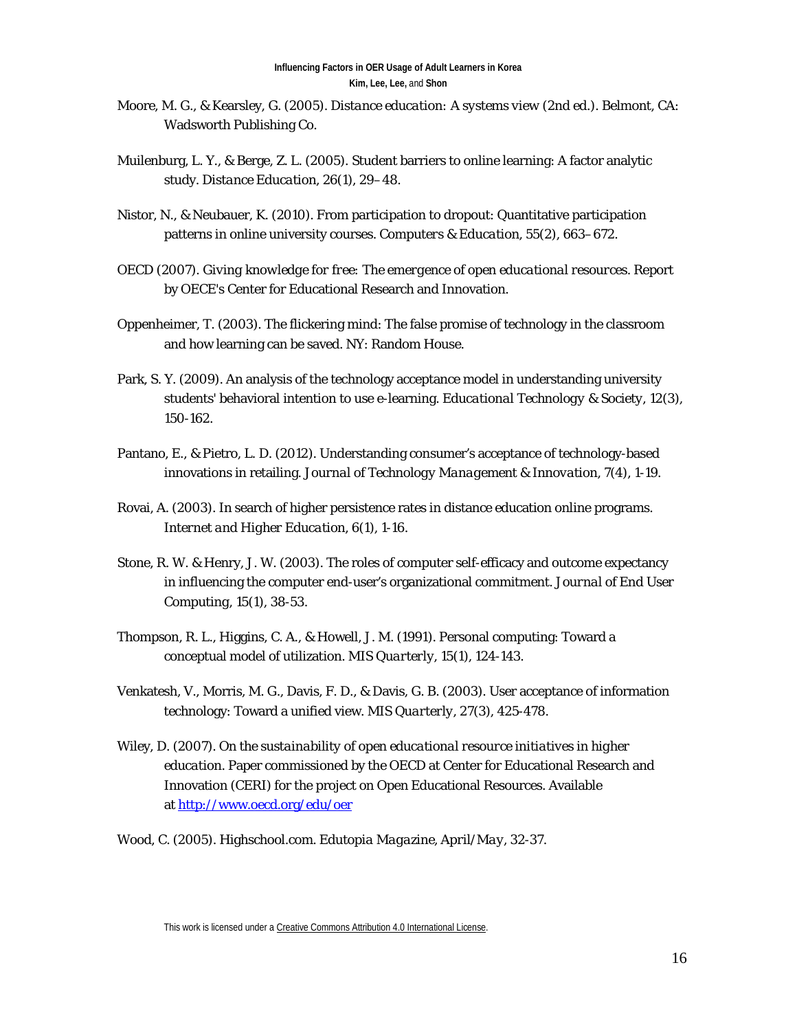Moore, M. G., & Kearsley, G. (2005). *Distance education: A systems view* (2nd ed.). Belmont, CA: Wadsworth Publishing Co.

Muilenburg, L. Y., & Berge, Z. L. (2005). Student barriers to online learning: A factor analytic study. *Distance Education, 26*(1), 29–48.

Nistor, N., & Neubauer, K. (2010). From participation to dropout: Quantitative participation patterns in online university courses. *Computers & Education, 55*(2), 663–672.

OECD (2007). *Giving knowledge for free: The emergence of open educational resources.* Report by OECE's Center for Educational Research and Innovation.

Oppenheimer, T. (2003). The flickering mind: The false promise of technology in the classroom and how learning can be saved. NY: Random House.

Park, S. Y. (2009). An analysis of the technology acceptance model in understanding university students' behavioral intention to use e-learning. *Educational Technology & Society, 12*(3), 150-162.

Pantano, E., & Pietro, L. D. (2012). Understanding consumer's acceptance of technology-based innovations in retailing. *Journal of Technology Management & Innovation, 7*(4), 1-19.

Rovai, A. (2003). In search of higher persistence rates in distance education online programs. *Internet and Higher Education, 6*(1), 1-16.

Stone, R. W. & Henry, J. W. (2003). The roles of computer self-efficacy and outcome expectancy in influencing the computer end-user's organizational commitment. *Journal of End User Computing, 15*(1), 38-53.

Thompson, R. L., Higgins, C. A., & Howell, J. M. (1991). Personal computing: Toward a conceptual model of utilization. *MIS Quarterly, 15*(1), 124-143.

Venkatesh, V., Morris, M. G., Davis, F. D., & Davis, G. B. (2003). User acceptance of information technology: Toward a unified view. *MIS Quarterly, 27*(3), 425-478.

Wiley, D. (2007). *On the sustainability of open educational resource initiatives in higher education.* Paper commissioned by the OECD at Center for Educational Research and Innovation (CERI) for the project on Open Educational Resources. Available at http://www.oecd.org/edu/oer

Wood, C. (2005). Highschool.com. *Edutopia Magazine, April/May,* 32-37.

This work is licensed under a Creative Commons Attribution 4.0 International License.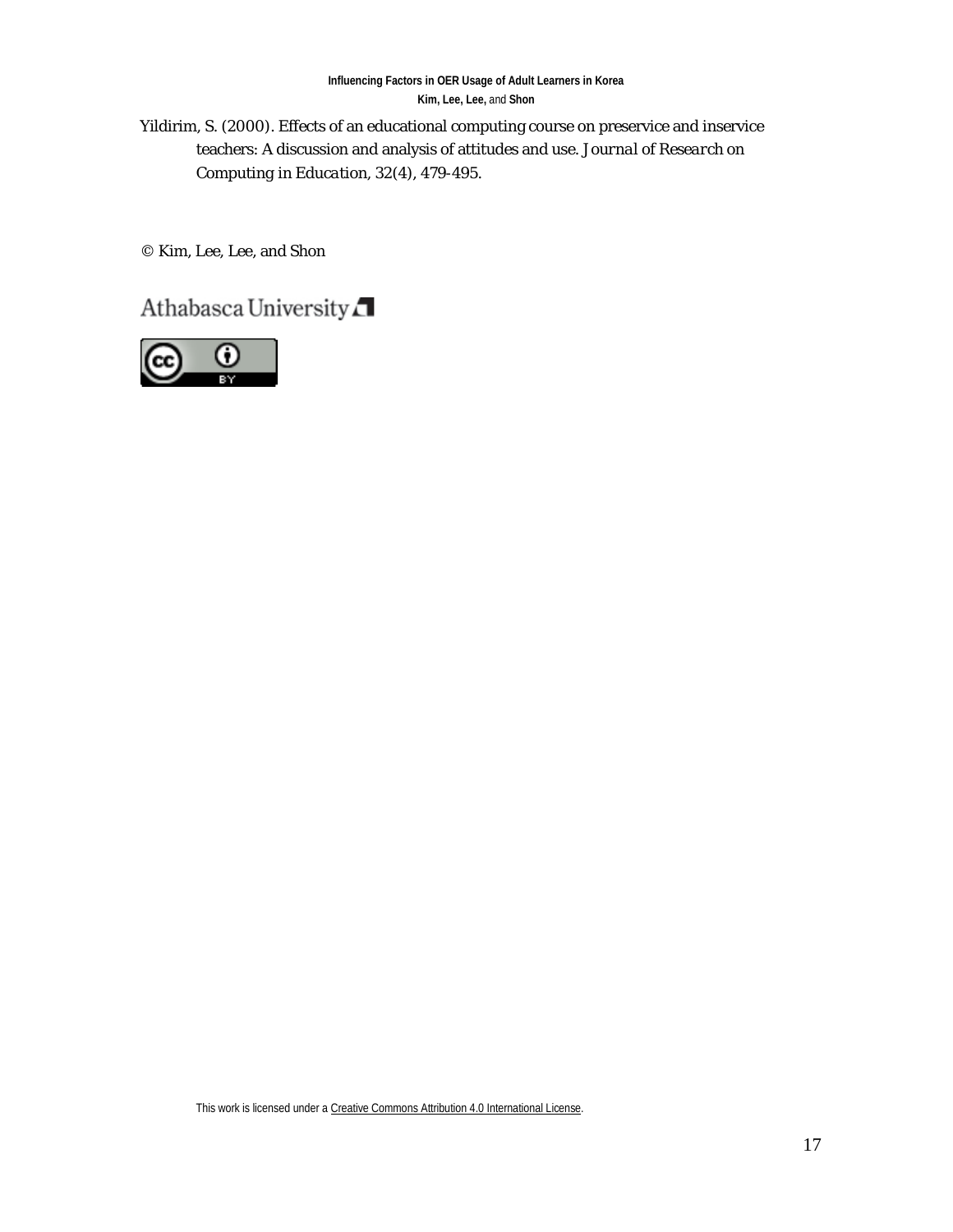Yildirim, S. (2000). Effects of an educational computing course on preservice and inservice teachers: A discussion and analysis of attitudes and use. *Journal of Research on Computing in Education, 32*(4), 479-495.

© Kim, Lee, Lee, and Shon

Athabasca University

This work is licensed under a Creative Commons Attribution 4.0 International License.